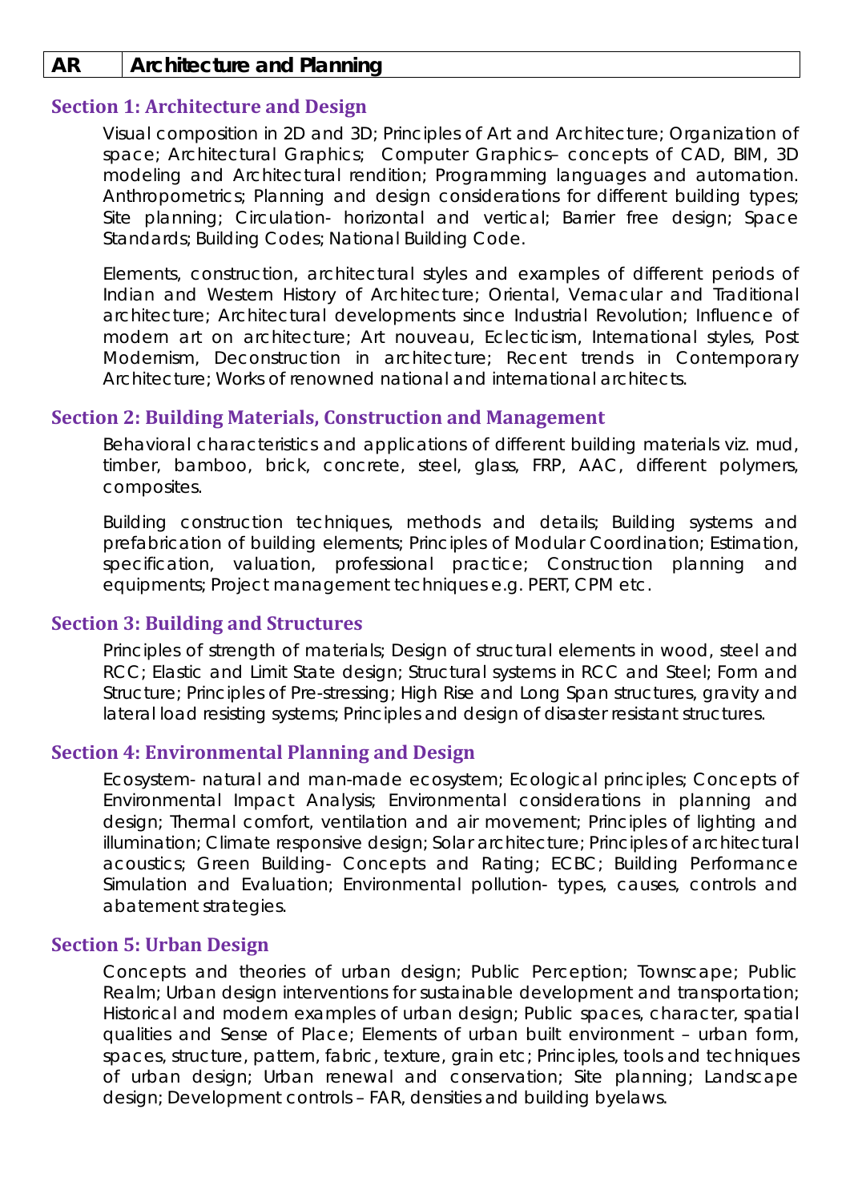| AR | Architecture and Planning |
|---|---|

## Section 1: Architecture and Design

Visual composition in 2D and 3D; Principles of Art and Architecture; Organization of space; Architectural Graphics; Computer Graphics– concepts of CAD, BIM, 3D modeling and Architectural rendition; Programming languages and automation. Anthropometrics; Planning and design considerations for different building types; Site planning; Circulation- horizontal and vertical; Barrier free design; Space Standards; Building Codes; National Building Code.

Elements, construction, architectural styles and examples of different periods of Indian and Western History of Architecture; Oriental, Vernacular and Traditional architecture; Architectural developments since Industrial Revolution; Influence of modern art on architecture; Art nouveau, Eclecticism, International styles, Post Modernism, Deconstruction in architecture; Recent trends in Contemporary Architecture; Works of renowned national and international architects.

## Section 2: Building Materials, Construction and Management

Behavioral characteristics and applications of different building materials viz. mud, timber, bamboo, brick, concrete, steel, glass, FRP, AAC, different polymers, composites.

Building construction techniques, methods and details; Building systems and prefabrication of building elements; Principles of Modular Coordination; Estimation, specification, valuation, professional practice; Construction planning and equipments; Project management techniques e.g. PERT, CPM etc.

## Section 3: Building and Structures

Principles of strength of materials; Design of structural elements in wood, steel and RCC; Elastic and Limit State design; Structural systems in RCC and Steel; Form and Structure; Principles of Pre-stressing; High Rise and Long Span structures, gravity and lateral load resisting systems; Principles and design of disaster resistant structures.

## Section 4: Environmental Planning and Design

Ecosystem- natural and man-made ecosystem; Ecological principles; Concepts of Environmental Impact Analysis; Environmental considerations in planning and design; Thermal comfort, ventilation and air movement; Principles of lighting and illumination; Climate responsive design; Solar architecture; Principles of architectural acoustics; Green Building- Concepts and Rating; ECBC; Building Performance Simulation and Evaluation; Environmental pollution- types, causes, controls and abatement strategies.

## Section 5: Urban Design

Concepts and theories of urban design; Public Perception; Townscape; Public Realm; Urban design interventions for sustainable development and transportation; Historical and modern examples of urban design; Public spaces, character, spatial qualities and Sense of Place; Elements of urban built environment – urban form, spaces, structure, pattern, fabric, texture, grain etc; Principles, tools and techniques of urban design; Urban renewal and conservation; Site planning; Landscape design; Development controls – FAR, densities and building byelaws.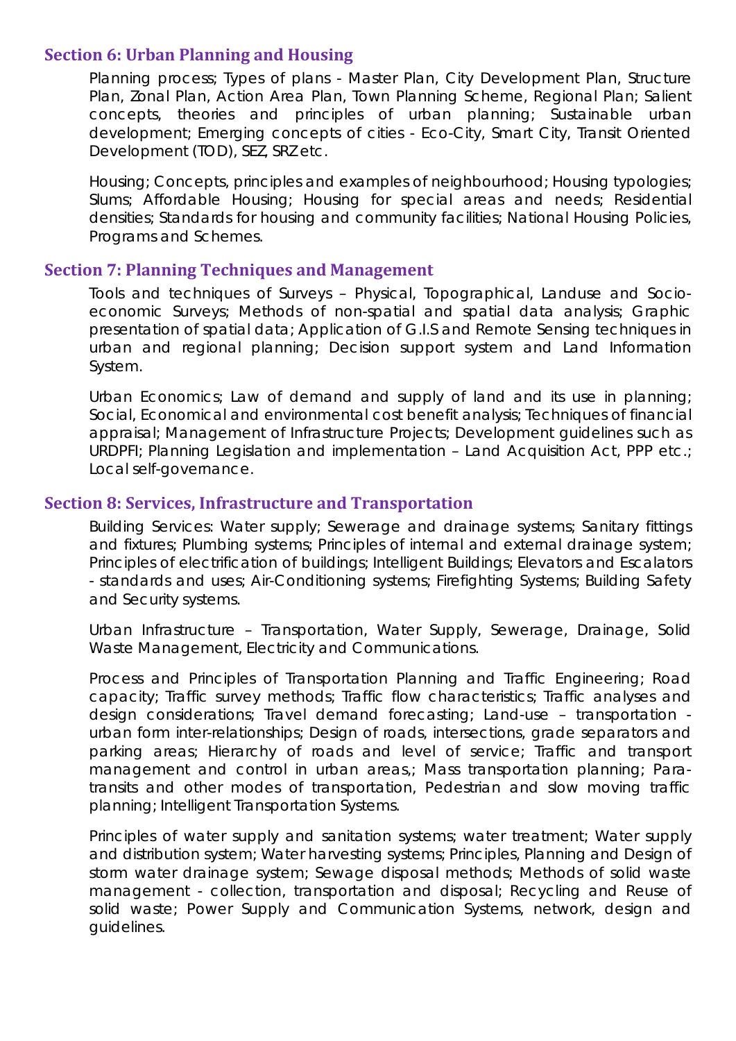## Section 6: Urban Planning and Housing

Planning process; Types of plans - Master Plan, City Development Plan, Structure Plan, Zonal Plan, Action Area Plan, Town Planning Scheme, Regional Plan; Salient concepts, theories and principles of urban planning; Sustainable urban development; Emerging concepts of cities - Eco-City, Smart City, Transit Oriented Development (TOD), SEZ, SRZ etc.

Housing; Concepts, principles and examples of neighbourhood; Housing typologies; Slums; Affordable Housing; Housing for special areas and needs; Residential densities; Standards for housing and community facilities; National Housing Policies, Programs and Schemes.

## Section 7: Planning Techniques and Management

Tools and techniques of Surveys – Physical, Topographical, Landuse and Socio-economic Surveys; Methods of non-spatial and spatial data analysis; Graphic presentation of spatial data; Application of G.I.S and Remote Sensing techniques in urban and regional planning; Decision support system and Land Information System.

Urban Economics; Law of demand and supply of land and its use in planning; Social, Economical and environmental cost benefit analysis; Techniques of financial appraisal; Management of Infrastructure Projects; Development guidelines such as URDPFI; Planning Legislation and implementation – Land Acquisition Act, PPP etc.; Local self-governance.

## Section 8: Services, Infrastructure and Transportation

Building Services: Water supply; Sewerage and drainage systems; Sanitary fittings and fixtures; Plumbing systems; Principles of internal and external drainage system; Principles of electrification of buildings; Intelligent Buildings; Elevators and Escalators - standards and uses; Air-Conditioning systems; Firefighting Systems; Building Safety and Security systems.

Urban Infrastructure – Transportation, Water Supply, Sewerage, Drainage, Solid Waste Management, Electricity and Communications.

Process and Principles of Transportation Planning and Traffic Engineering; Road capacity; Traffic survey methods; Traffic flow characteristics; Traffic analyses and design considerations; Travel demand forecasting; Land-use – transportation - urban form inter-relationships; Design of roads, intersections, grade separators and parking areas; Hierarchy of roads and level of service; Traffic and transport management and control in urban areas,; Mass transportation planning; Para-transits and other modes of transportation, Pedestrian and slow moving traffic planning; Intelligent Transportation Systems.

Principles of water supply and sanitation systems; water treatment; Water supply and distribution system; Water harvesting systems; Principles, Planning and Design of storm water drainage system; Sewage disposal methods; Methods of solid waste management - collection, transportation and disposal; Recycling and Reuse of solid waste; Power Supply and Communication Systems, network, design and guidelines.